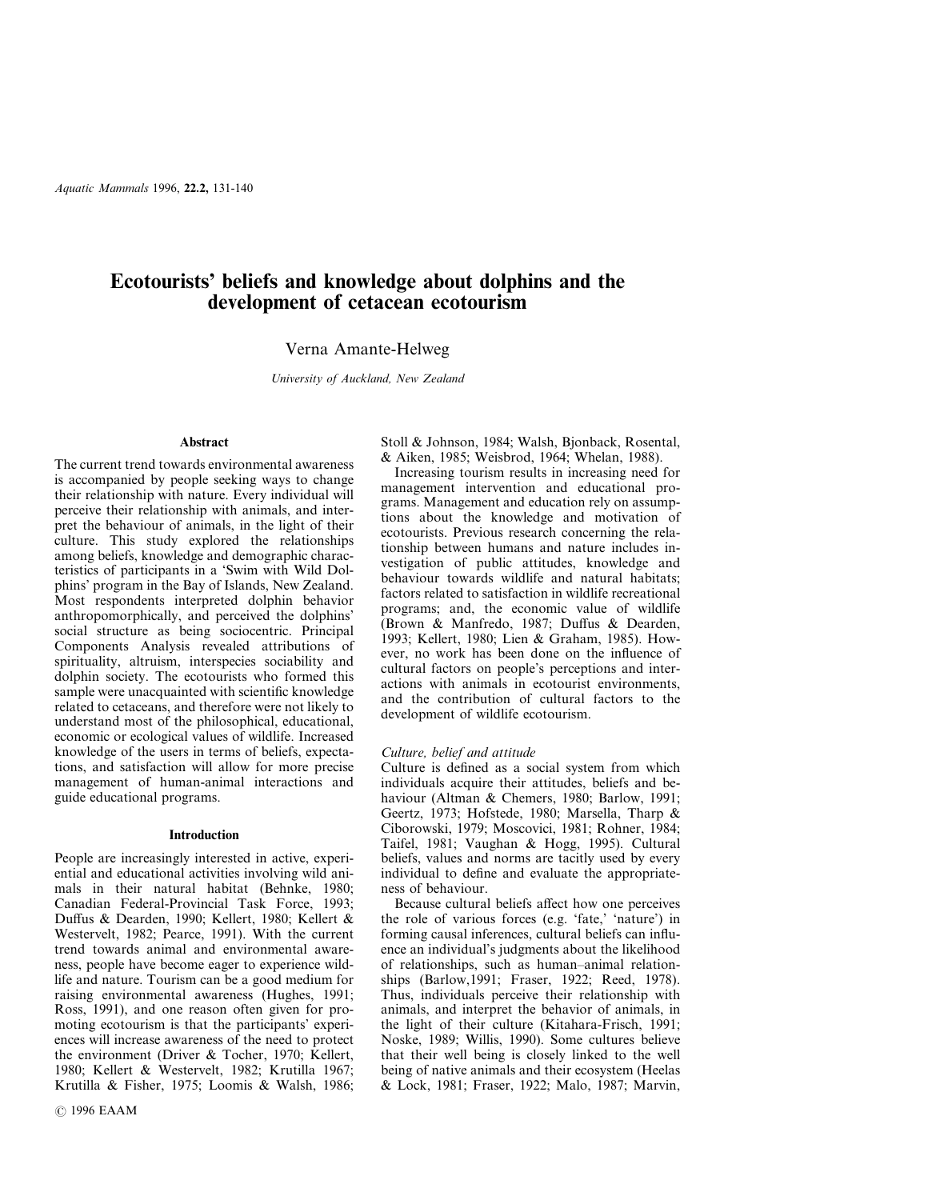# Ecotourists' beliefs and knowledge about dolphins and the development of cetacean ecotourism

Verna Amante-Helweg

*University of Auckland, New Zealand*

## Abstract

The current trend towards environmental awareness is accompanied by people seeking ways to change their relationship with nature. Every individual will perceive their relationship with animals, and interpret the behaviour of animals, in the light of their culture. This study explored the relationships among beliefs, knowledge and demographic characteristics of participants in a 'Swim with Wild Dolphins' program in the Bay of Islands, New Zealand. Most respondents interpreted dolphin behavior anthropomorphically, and perceived the dolphins' social structure as being sociocentric. Principal Components Analysis revealed attributions of spirituality, altruism, interspecies sociability and dolphin society. The ecotourists who formed this sample were unacquainted with scientific knowledge related to cetaceans, and therefore were not likely to understand most of the philosophical, educational, economic or ecological values of wildlife. Increased knowledge of the users in terms of beliefs, expectations, and satisfaction will allow for more precise management of human-animal interactions and guide educational programs.

## Introduction

People are increasingly interested in active, experiential and educational activities involving wild animals in their natural habitat (Behnke, 1980; Canadian Federal-Provincial Task Force, 1993; Duffus & Dearden, 1990; Kellert, 1980; Kellert & Westervelt, 1982; Pearce, 1991). With the current trend towards animal and environmental awareness, people have become eager to experience wildlife and nature. Tourism can be a good medium for raising environmental awareness (Hughes, 1991; Ross, 1991), and one reason often given for promoting ecotourism is that the participants' experiences will increase awareness of the need to protect the environment (Driver & Tocher, 1970; Kellert, 1980; Kellert & Westervelt, 1982; Krutilla 1967; Krutilla & Fisher, 1975; Loomis & Walsh, 1986; Stoll & Johnson, 1984; Walsh, Bjonback, Rosental, & Aiken, 1985; Weisbrod, 1964; Whelan, 1988).

Increasing tourism results in increasing need for management intervention and educational programs. Management and education rely on assumptions about the knowledge and motivation of ecotourists. Previous research concerning the relationship between humans and nature includes investigation of public attitudes, knowledge and behaviour towards wildlife and natural habitats; factors related to satisfaction in wildlife recreational programs; and, the economic value of wildlife (Brown & Manfredo, 1987; Duffus & Dearden, 1993; Kellert, 1980; Lien & Graham, 1985). However, no work has been done on the influence of cultural factors on people's perceptions and interactions with animals in ecotourist environments, and the contribution of cultural factors to the development of wildlife ecotourism.

### *Culture, belief and attitude*

Culture is defined as a social system from which individuals acquire their attitudes, beliefs and behaviour (Altman & Chemers, 1980; Barlow, 1991; Geertz, 1973; Hofstede, 1980; Marsella, Tharp & Ciborowski, 1979; Moscovici, 1981; Rohner, 1984; Taifel, 1981; Vaughan & Hogg, 1995). Cultural beliefs, values and norms are tacitly used by every individual to define and evaluate the appropriateness of behaviour.

Because cultural beliefs affect how one perceives the role of various forces (e.g. 'fate,' 'nature') in forming causal inferences, cultural beliefs can influence an individual's judgments about the likelihood of relationships, such as human–animal relationships (Barlow,1991; Fraser, 1922; Reed, 1978). Thus, individuals perceive their relationship with animals, and interpret the behavior of animals, in the light of their culture (Kitahara-Frisch, 1991; Noske, 1989; Willis, 1990). Some cultures believe that their well being is closely linked to the well being of native animals and their ecosystem (Heelas & Lock, 1981; Fraser, 1922; Malo, 1987; Marvin,

© 1996 EAAM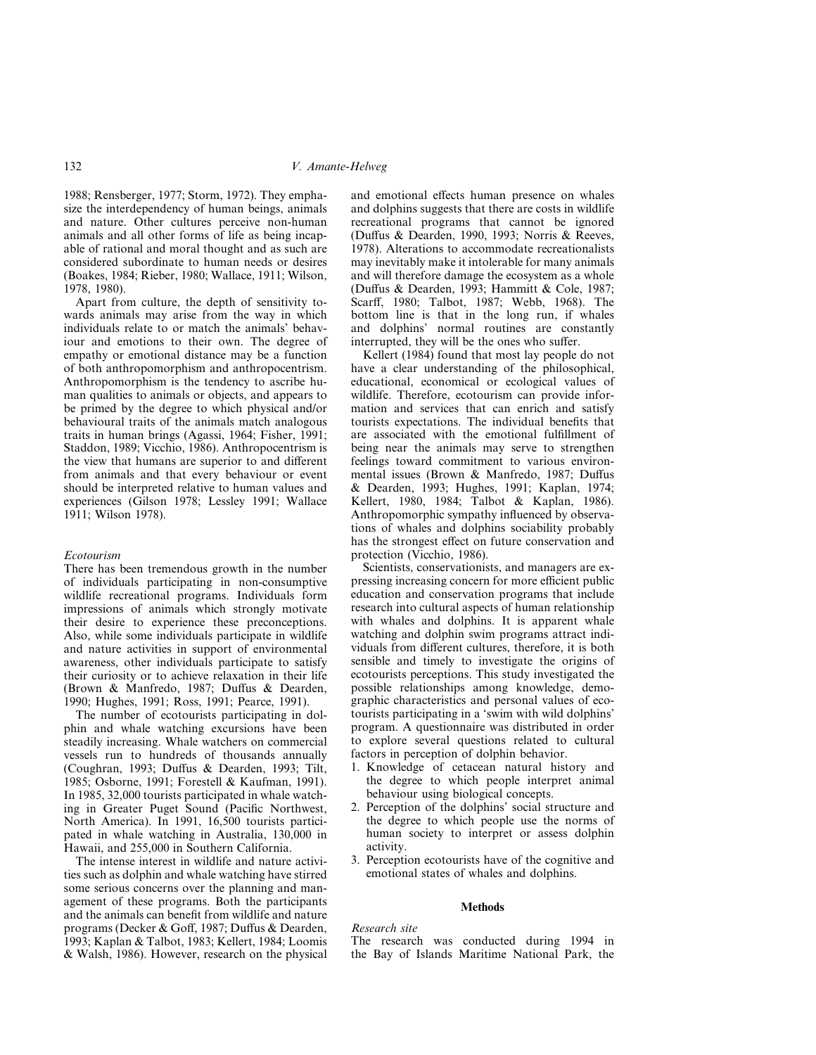1988; Rensberger, 1977; Storm, 1972). They emphasize the interdependency of human beings, animals and nature. Other cultures perceive non-human animals and all other forms of life as being incapable of rational and moral thought and as such are considered subordinate to human needs or desires (Boakes, 1984; Rieber, 1980; Wallace, 1911; Wilson, 1978, 1980).

Apart from culture, the depth of sensitivity towards animals may arise from the way in which individuals relate to or match the animals' behaviour and emotions to their own. The degree of empathy or emotional distance may be a function of both anthropomorphism and anthropocentrism. Anthropomorphism is the tendency to ascribe human qualities to animals or objects, and appears to be primed by the degree to which physical and/or behavioural traits of the animals match analogous traits in human brings (Agassi, 1964; Fisher, 1991; Staddon, 1989; Vicchio, 1986). Anthropocentrism is the view that humans are superior to and different from animals and that every behaviour or event should be interpreted relative to human values and experiences (Gilson 1978; Lessley 1991; Wallace 1911; Wilson 1978).

### *Ecotourism*

There has been tremendous growth in the number of individuals participating in non-consumptive wildlife recreational programs. Individuals form impressions of animals which strongly motivate their desire to experience these preconceptions. Also, while some individuals participate in wildlife and nature activities in support of environmental awareness, other individuals participate to satisfy their curiosity or to achieve relaxation in their life (Brown & Manfredo, 1987; Duffus & Dearden, 1990; Hughes, 1991; Ross, 1991; Pearce, 1991).

The number of ecotourists participating in dolphin and whale watching excursions have been steadily increasing. Whale watchers on commercial vessels run to hundreds of thousands annually (Coughran, 1993; Duffus & Dearden, 1993; Tilt, 1985; Osborne, 1991; Forestell & Kaufman, 1991). In 1985, 32,000 tourists participated in whale watching in Greater Puget Sound (Pacific Northwest, North America). In 1991, 16,500 tourists participated in whale watching in Australia, 130,000 in Hawaii, and 255,000 in Southern California.

The intense interest in wildlife and nature activities such as dolphin and whale watching have stirred some serious concerns over the planning and management of these programs. Both the participants and the animals can benefit from wildlife and nature programs (Decker & Goff, 1987; Duffus & Dearden, 1993; Kaplan & Talbot, 1983; Kellert, 1984; Loomis & Walsh, 1986). However, research on the physical and emotional effects human presence on whales and dolphins suggests that there are costs in wildlife recreational programs that cannot be ignored (Duffus & Dearden, 1990, 1993; Norris & Reeves, 1978). Alterations to accommodate recreationalists may inevitably make it intolerable for many animals and will therefore damage the ecosystem as a whole (Duffus & Dearden, 1993; Hammitt & Cole, 1987; Scarff, 1980; Talbot, 1987; Webb, 1968). The bottom line is that in the long run, if whales and dolphins' normal routines are constantly interrupted, they will be the ones who suffer.

Kellert (1984) found that most lay people do not have a clear understanding of the philosophical, educational, economical or ecological values of wildlife. Therefore, ecotourism can provide information and services that can enrich and satisfy tourists expectations. The individual benefits that are associated with the emotional fulfillment of being near the animals may serve to strengthen feelings toward commitment to various environmental issues (Brown & Manfredo, 1987; Duffus & Dearden, 1993; Hughes, 1991; Kaplan, 1974; Kellert, 1980, 1984; Talbot & Kaplan, 1986). Anthropomorphic sympathy influenced by observations of whales and dolphins sociability probably has the strongest effect on future conservation and protection (Vicchio, 1986).

Scientists, conservationists, and managers are expressing increasing concern for more efficient public education and conservation programs that include research into cultural aspects of human relationship with whales and dolphins. It is apparent whale watching and dolphin swim programs attract individuals from different cultures, therefore, it is both sensible and timely to investigate the origins of ecotourists perceptions. This study investigated the possible relationships among knowledge, demographic characteristics and personal values of ecotourists participating in a 'swim with wild dolphins' program. A questionnaire was distributed in order to explore several questions related to cultural factors in perception of dolphin behavior.

1. Knowledge of cetacean natural history and the degree to which people interpret animal behaviour using biological concepts.
2. Perception of the dolphins' social structure and the degree to which people use the norms of human society to interpret or assess dolphin activity.
3. Perception ecotourists have of the cognitive and emotional states of whales and dolphins.

## Methods

### *Research site*

The research was conducted during 1994 in the Bay of Islands Maritime National Park, the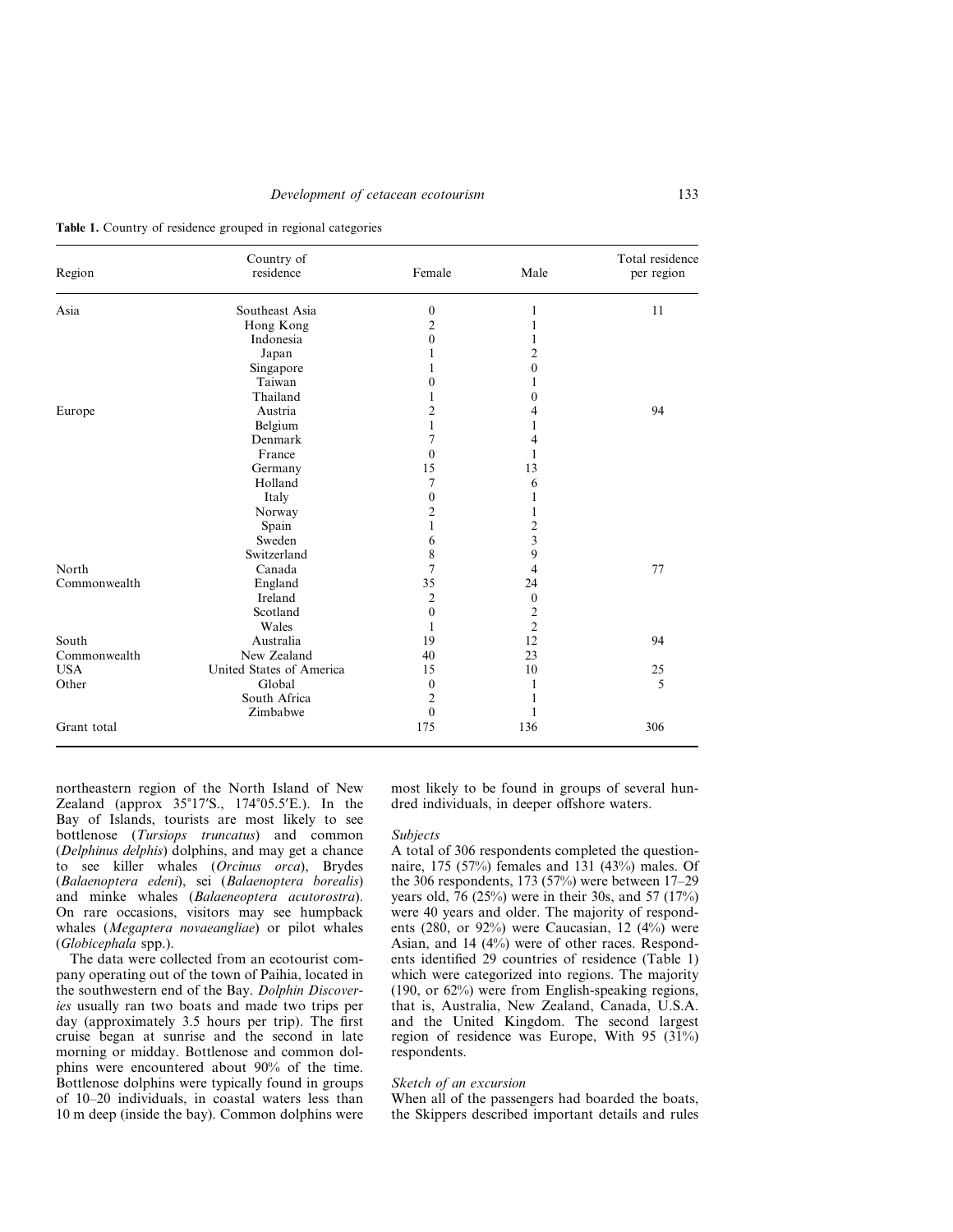**Table 1.** Country of residence grouped in regional categories

| Region | Country of residence | Female | Male | Total residence per region |
|---|---|---|---|---|
| Asia | Southeast Asia | 0 | 1 | 11 |
| | Hong Kong | 2 | 1 | |
| | Indonesia | 0 | 1 | |
| | Japan | 1 | 2 | |
| | Singapore | 1 | 0 | |
| | Taiwan | 0 | 1 | |
| | Thailand | 1 | 0 | |
| Europe | Austria | 2 | 4 | 94 |
| | Belgium | 1 | 1 | |
| | Denmark | 7 | 4 | |
| | France | 0 | 1 | |
| | Germany | 15 | 13 | |
| | Holland | 7 | 6 | |
| | Italy | 0 | 1 | |
| | Norway | 2 | 1 | |
| | Spain | 1 | 2 | |
| | Sweden | 6 | 3 | |
| | Switzerland | 8 | 9 | |
| North Commonwealth | Canada | 7 | 4 | 77 |
| | England | 35 | 24 | |
| | Ireland | 2 | 0 | |
| | Scotland | 0 | 2 | |
| | Wales | 1 | 2 | |
| South Commonwealth | Australia | 19 | 12 | 94 |
| | New Zealand | 40 | 23 | |
| USA | United States of America | 15 | 10 | 25 |
| Other | Global | 0 | 1 | 5 |
| | South Africa | 2 | 1 | |
| | Zimbabwe | 0 | 1 | |
| Grant total | | 175 | 136 | 306 |

northeastern region of the North Island of New Zealand (approx 35°17′S., 174°05.5′E.). In the Bay of Islands, tourists are most likely to see bottlenose (*Tursiops truncatus*) and common (*Delphinus delphis*) dolphins, and may get a chance to see killer whales (*Orcinus orca*), Brydes (*Balaenoptera edeni*), sei (*Balaenoptera borealis*) and minke whales (*Balaeneoptera acutorostra*). On rare occasions, visitors may see humpback whales (*Megaptera novaeangliae*) or pilot whales (*Globicephala* spp.).

The data were collected from an ecotourist company operating out of the town of Paihia, located in the southwestern end of the Bay. *Dolphin Discoveries* usually ran two boats and made two trips per day (approximately 3.5 hours per trip). The first cruise began at sunrise and the second in late morning or midday. Bottlenose and common dolphins were encountered about 90% of the time. Bottlenose dolphins were typically found in groups of 10–20 individuals, in coastal waters less than 10 m deep (inside the bay). Common dolphins were most likely to be found in groups of several hundred individuals, in deeper offshore waters.

### *Subjects*

A total of 306 respondents completed the questionnaire, 175 (57%) females and 131 (43%) males. Of the 306 respondents, 173 (57%) were between 17–29 years old, 76 (25%) were in their 30s, and 57 (17%) were 40 years and older. The majority of respondents (280, or 92%) were Caucasian, 12 (4%) were Asian, and 14 (4%) were of other races. Respondents identified 29 countries of residence (Table 1) which were categorized into regions. The majority (190, or 62%) were from English-speaking regions, that is, Australia, New Zealand, Canada, U.S.A. and the United Kingdom. The second largest region of residence was Europe, With 95 (31%) respondents.

### *Sketch of an excursion*

When all of the passengers had boarded the boats, the Skippers described important details and rules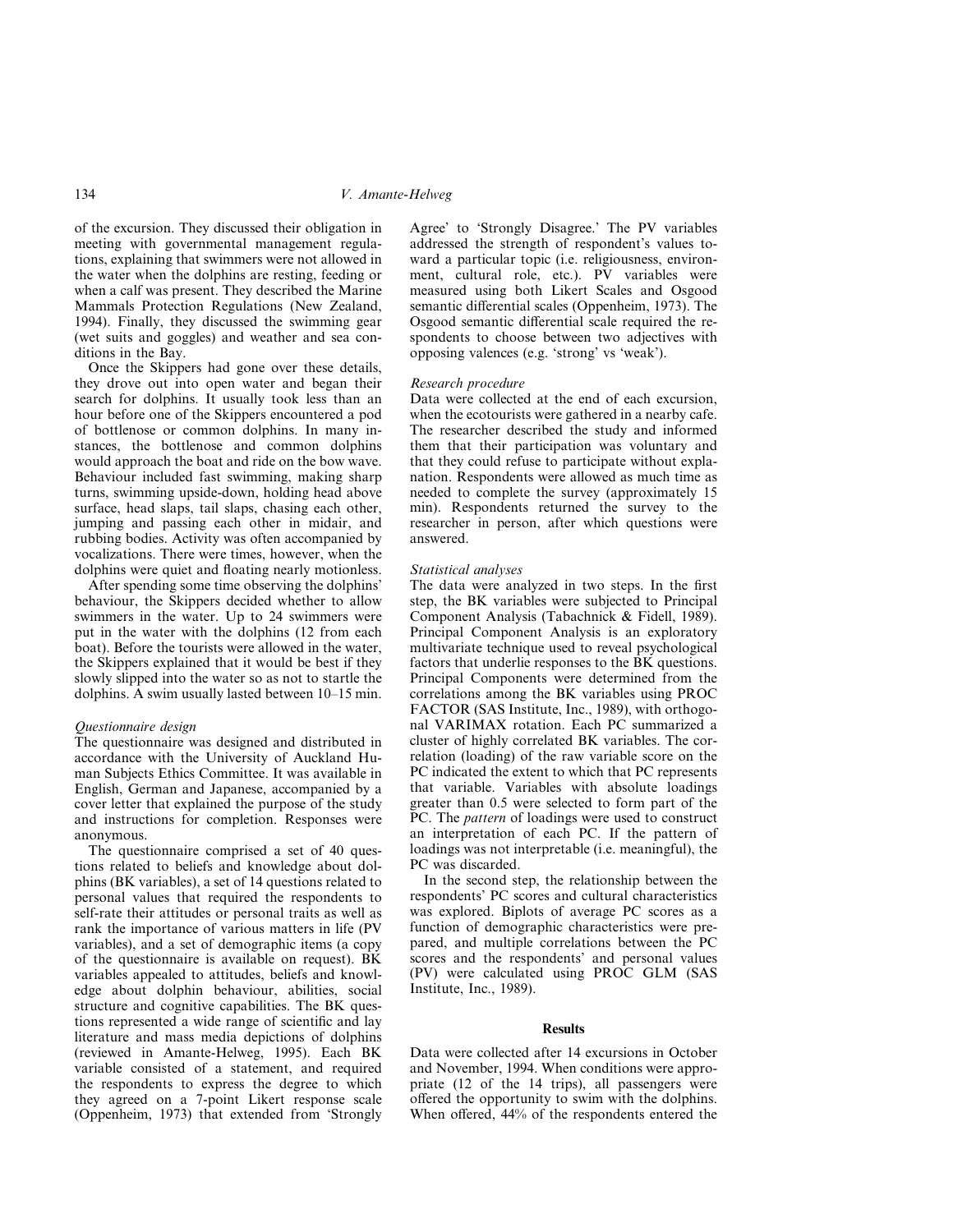of the excursion. They discussed their obligation in meeting with governmental management regulations, explaining that swimmers were not allowed in the water when the dolphins are resting, feeding or when a calf was present. They described the Marine Mammals Protection Regulations (New Zealand, 1994). Finally, they discussed the swimming gear (wet suits and goggles) and weather and sea conditions in the Bay.

Once the Skippers had gone over these details, they drove out into open water and began their search for dolphins. It usually took less than an hour before one of the Skippers encountered a pod of bottlenose or common dolphins. In many instances, the bottlenose and common dolphins would approach the boat and ride on the bow wave. Behaviour included fast swimming, making sharp turns, swimming upside-down, holding head above surface, head slaps, tail slaps, chasing each other, jumping and passing each other in midair, and rubbing bodies. Activity was often accompanied by vocalizations. There were times, however, when the dolphins were quiet and floating nearly motionless.

After spending some time observing the dolphins' behaviour, the Skippers decided whether to allow swimmers in the water. Up to 24 swimmers were put in the water with the dolphins (12 from each boat). Before the tourists were allowed in the water, the Skippers explained that it would be best if they slowly slipped into the water so as not to startle the dolphins. A swim usually lasted between 10–15 min.

### *Questionnaire design*

The questionnaire was designed and distributed in accordance with the University of Auckland Human Subjects Ethics Committee. It was available in English, German and Japanese, accompanied by a cover letter that explained the purpose of the study and instructions for completion. Responses were anonymous.

The questionnaire comprised a set of 40 questions related to beliefs and knowledge about dolphins (BK variables), a set of 14 questions related to personal values that required the respondents to self-rate their attitudes or personal traits as well as rank the importance of various matters in life (PV variables), and a set of demographic items (a copy of the questionnaire is available on request). BK variables appealed to attitudes, beliefs and knowledge about dolphin behaviour, abilities, social structure and cognitive capabilities. The BK questions represented a wide range of scientific and lay literature and mass media depictions of dolphins (reviewed in Amante-Helweg, 1995). Each BK variable consisted of a statement, and required the respondents to express the degree to which they agreed on a 7-point Likert response scale (Oppenheim, 1973) that extended from 'Strongly Agree' to 'Strongly Disagree.' The PV variables addressed the strength of respondent's values toward a particular topic (i.e. religiousness, environment, cultural role, etc.). PV variables were measured using both Likert Scales and Osgood semantic differential scales (Oppenheim, 1973). The Osgood semantic differential scale required the respondents to choose between two adjectives with opposing valences (e.g. 'strong' vs 'weak').

### *Research procedure*

Data were collected at the end of each excursion, when the ecotourists were gathered in a nearby cafe. The researcher described the study and informed them that their participation was voluntary and that they could refuse to participate without explanation. Respondents were allowed as much time as needed to complete the survey (approximately 15 min). Respondents returned the survey to the researcher in person, after which questions were answered.

### *Statistical analyses*

The data were analyzed in two steps. In the first step, the BK variables were subjected to Principal Component Analysis (Tabachnick & Fidell, 1989). Principal Component Analysis is an exploratory multivariate technique used to reveal psychological factors that underlie responses to the BK questions. Principal Components were determined from the correlations among the BK variables using PROC FACTOR (SAS Institute, Inc., 1989), with orthogonal VARIMAX rotation. Each PC summarized a cluster of highly correlated BK variables. The correlation (loading) of the raw variable score on the PC indicated the extent to which that PC represents that variable. Variables with absolute loadings greater than 0.5 were selected to form part of the PC. The *pattern* of loadings were used to construct an interpretation of each PC. If the pattern of loadings was not interpretable (i.e. meaningful), the PC was discarded.

In the second step, the relationship between the respondents' PC scores and cultural characteristics was explored. Biplots of average PC scores as a function of demographic characteristics were prepared, and multiple correlations between the PC scores and the respondents' and personal values (PV) were calculated using PROC GLM (SAS Institute, Inc., 1989).

## Results

Data were collected after 14 excursions in October and November, 1994. When conditions were appropriate (12 of the 14 trips), all passengers were offered the opportunity to swim with the dolphins. When offered, 44% of the respondents entered the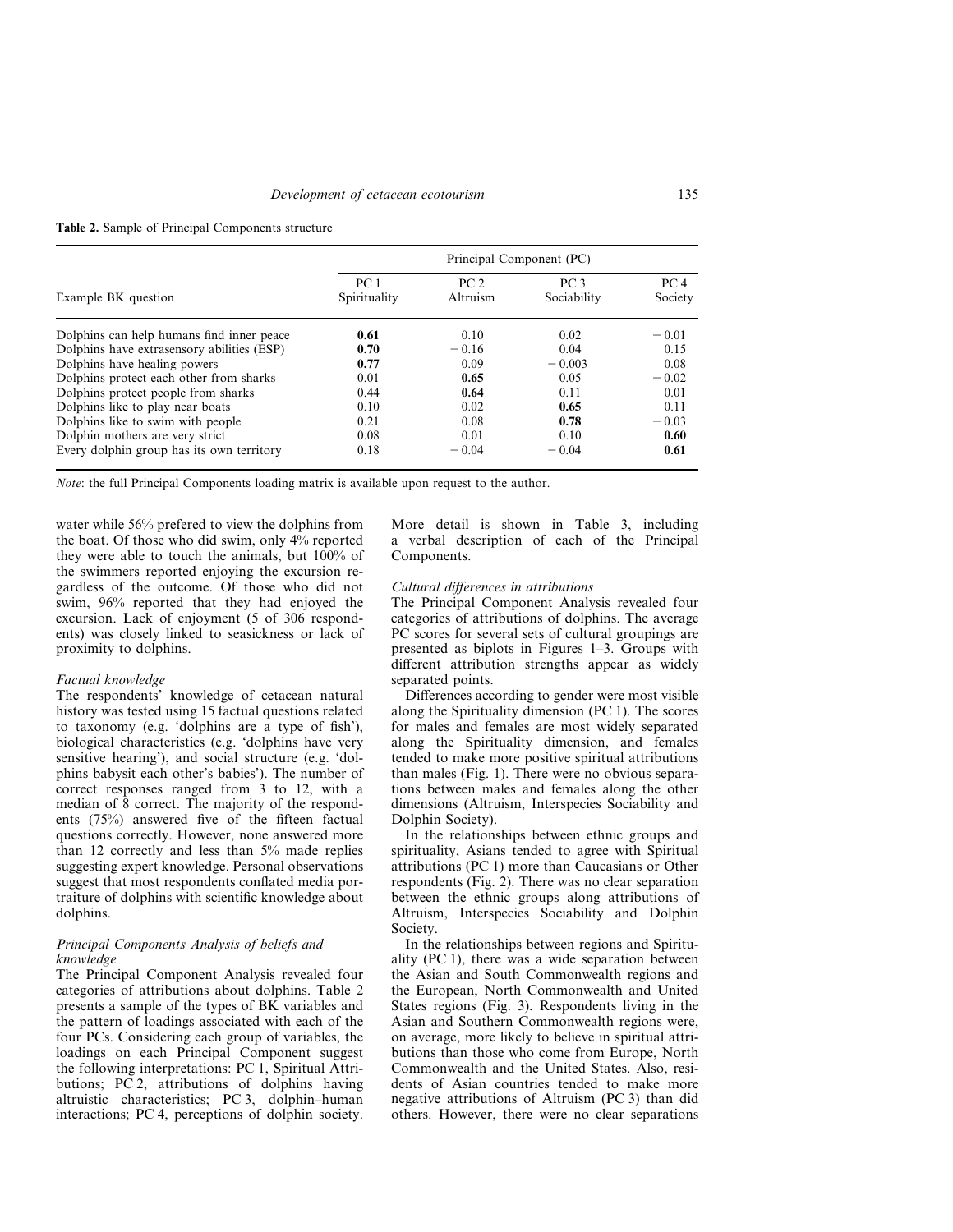**Table 2.** Sample of Principal Components structure

| Example BK question | Principal Component (PC) | | | |
|---|---|---|---|---|
| | PC 1 Spirituality | PC 2 Altruism | PC 3 Sociability | PC 4 Society |
| Dolphins can help humans find inner peace | **0.61** | 0.10 | 0.02 | − 0.01 |
| Dolphins have extrasensory abilities (ESP) | **0.70** | − 0.16 | 0.04 | 0.15 |
| Dolphins have healing powers | **0.77** | 0.09 | − 0.003 | 0.08 |
| Dolphins protect each other from sharks | 0.01 | **0.65** | 0.05 | − 0.02 |
| Dolphins protect people from sharks | 0.44 | **0.64** | 0.11 | 0.01 |
| Dolphins like to play near boats | 0.10 | 0.02 | **0.65** | 0.11 |
| Dolphins like to swim with people | 0.21 | 0.08 | **0.78** | − 0.03 |
| Dolphin mothers are very strict | 0.08 | 0.01 | 0.10 | **0.60** |
| Every dolphin group has its own territory | 0.18 | − 0.04 | − 0.04 | **0.61** |

*Note*: the full Principal Components loading matrix is available upon request to the author.

water while 56% prefered to view the dolphins from the boat. Of those who did swim, only 4% reported they were able to touch the animals, but 100% of the swimmers reported enjoying the excursion regardless of the outcome. Of those who did not swim, 96% reported that they had enjoyed the excursion. Lack of enjoyment (5 of 306 respondents) was closely linked to seasickness or lack of proximity to dolphins.

*Factual knowledge*

The respondents' knowledge of cetacean natural history was tested using 15 factual questions related to taxonomy (e.g. 'dolphins are a type of fish'), biological characteristics (e.g. 'dolphins have very sensitive hearing'), and social structure (e.g. 'dolphins babysit each other's babies'). The number of correct responses ranged from 3 to 12, with a median of 8 correct. The majority of the respondents (75%) answered five of the fifteen factual questions correctly. However, none answered more than 12 correctly and less than 5% made replies suggesting expert knowledge. Personal observations suggest that most respondents conflated media portraiture of dolphins with scientific knowledge about dolphins.

*Principal Components Analysis of beliefs and knowledge*

The Principal Component Analysis revealed four categories of attributions about dolphins. Table 2 presents a sample of the types of BK variables and the pattern of loadings associated with each of the four PCs. Considering each group of variables, the loadings on each Principal Component suggest the following interpretations: PC 1, Spiritual Attributions; PC 2, attributions of dolphins having altruistic characteristics; PC 3, dolphin–human interactions; PC 4, perceptions of dolphin society. More detail is shown in Table 3, including a verbal description of each of the Principal Components.

*Cultural differences in attributions*

The Principal Component Analysis revealed four categories of attributions of dolphins. The average PC scores for several sets of cultural groupings are presented as biplots in Figures 1–3. Groups with different attribution strengths appear as widely separated points.

Differences according to gender were most visible along the Spirituality dimension (PC 1). The scores for males and females are most widely separated along the Spirituality dimension, and females tended to make more positive spiritual attributions than males (Fig. 1). There were no obvious separations between males and females along the other dimensions (Altruism, Interspecies Sociability and Dolphin Society).

In the relationships between ethnic groups and spirituality, Asians tended to agree with Spiritual attributions (PC 1) more than Caucasians or Other respondents (Fig. 2). There was no clear separation between the ethnic groups along attributions of Altruism, Interspecies Sociability and Dolphin Society.

In the relationships between regions and Spirituality (PC 1), there was a wide separation between the Asian and South Commonwealth regions and the European, North Commonwealth and United States regions (Fig. 3). Respondents living in the Asian and Southern Commonwealth regions were, on average, more likely to believe in spiritual attributions than those who come from Europe, North Commonwealth and the United States. Also, residents of Asian countries tended to make more negative attributions of Altruism (PC 3) than did others. However, there were no clear separations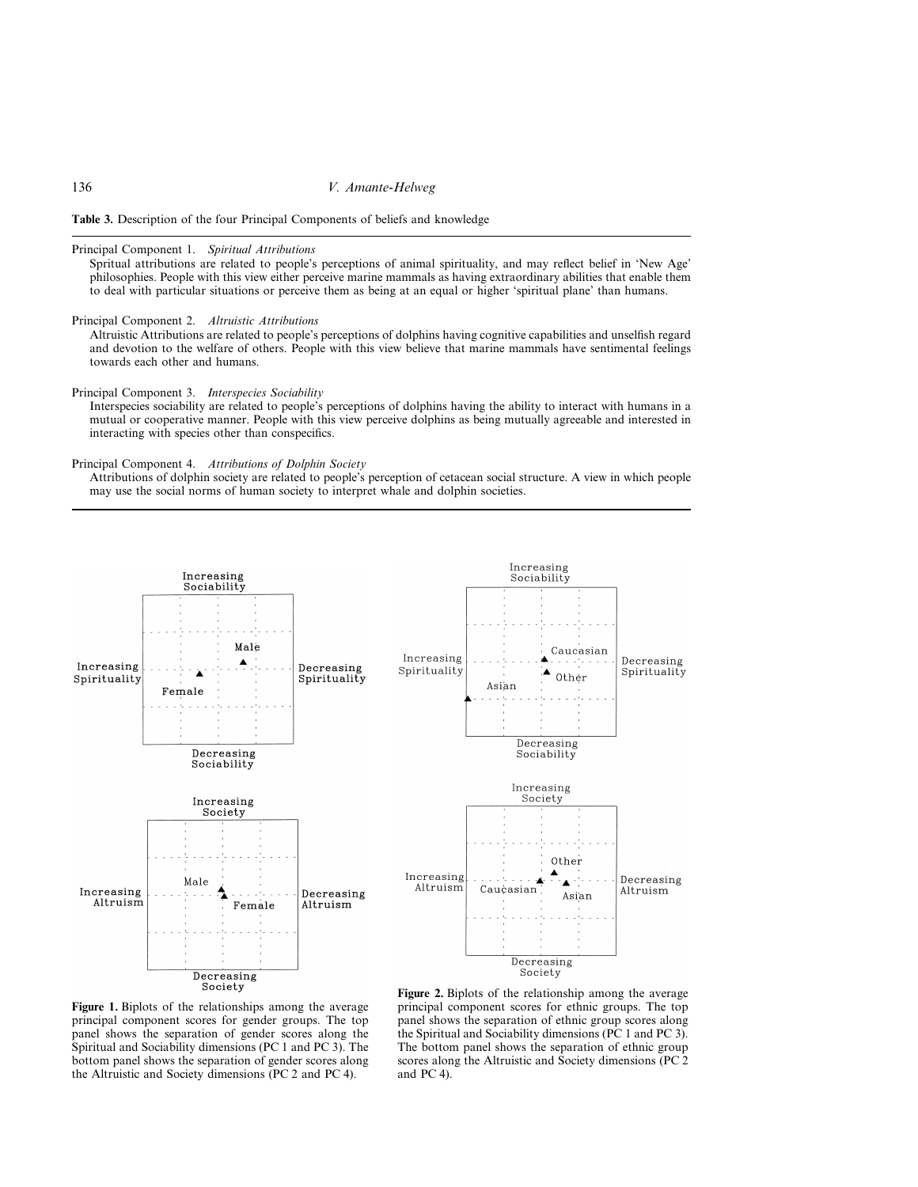**Table 3.** Description of the four Principal Components of beliefs and knowledge

Principal Component 1. *Spiritual Attributions*

Spritual attributions are related to people's perceptions of animal spirituality, and may reflect belief in 'New Age' philosophies. People with this view either perceive marine mammals as having extraordinary abilities that enable them to deal with particular situations or perceive them as being at an equal or higher 'spiritual plane' than humans.

Principal Component 2. *Altruistic Attributions*

Altruistic Attributions are related to people's perceptions of dolphins having cognitive capabilities and unselfish regard and devotion to the welfare of others. People with this view believe that marine mammals have sentimental feelings towards each other and humans.

Principal Component 3. *Interspecies Sociability*

Interspecies sociability are related to people's perceptions of dolphins having the ability to interact with humans in a mutual or cooperative manner. People with this view perceive dolphins as being mutually agreeable and interested in interacting with species other than conspecifics.

Principal Component 4. *Attributions of Dolphin Society*

Attributions of dolphin society are related to people's perception of cetacean social structure. A view in which people may use the social norms of human society to interpret whale and dolphin societies.

**Figure 1.** Biplots of the relationships among the average principal component scores for gender groups. The top panel shows the separation of gender scores along the Spiritual and Sociability dimensions (PC 1 and PC 3). The bottom panel shows the separation of gender scores along the Altruistic and Society dimensions (PC 2 and PC 4).

**Figure 2.** Biplots of the relationship among the average principal component scores for ethnic groups. The top panel shows the separation of ethnic group scores along the Spiritual and Sociability dimensions (PC 1 and PC 3). The bottom panel shows the separation of ethnic group scores along the Altruistic and Society dimensions (PC 2 and PC 4).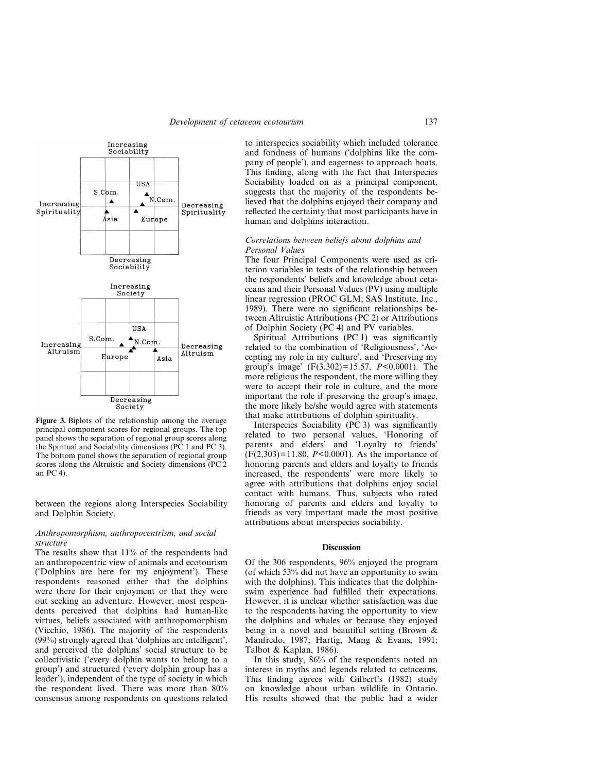Figure 3. Biplots of the relationship among the average principal component scores for regional groups. The top panel shows the separation of regional group scores along the Spiritual and Sociability dimensions (PC 1 and PC 3). The bottom panel shows the separation of regional group scores along the Altruistic and Society dimensions (PC 2 an PC 4).

between the regions along Interspecies Sociability and Dolphin Society.

### *Anthropomorphism, anthropocentrism, and social structure*

The results show that 11% of the respondents had an anthropocentric view of animals and ecotourism ('Dolphins are here for my enjoyment'). These respondents reasoned either that the dolphins were there for their enjoyment or that they were out seeking an adventure. However, most respondents perceived that dolphins had human-like virtues, beliefs associated with anthropomorphism (Vicchio, 1986). The majority of the respondents (99%) strongly agreed that 'dolphins are intelligent', and perceived the dolphins' social structure to be collectivistic ('every dolphin wants to belong to a group') and structured ('every dolphin group has a leader'), independent of the type of society in which the respondent lived. There was more than 80% consensus among respondents on questions related to interspecies sociability which included tolerance and fondness of humans ('dolphins like the company of people'), and eagerness to approach boats. This finding, along with the fact that Interspecies Sociability loaded on as a principal component, suggests that the majority of the respondents believed that the dolphins enjoyed their company and reflected the certainty that most participants have in human and dolphins interaction.

### *Correlations between beliefs about dolphins and Personal Values*

The four Principal Components were used as criterion variables in tests of the relationship between the respondents' beliefs and knowledge about cetaceans and their Personal Values (PV) using multiple linear regression (PROC GLM; SAS Institute, Inc., 1989). There were no significant relationships between Altruistic Attributions (PC 2) or Attributions of Dolphin Society (PC 4) and PV variables.

Spiritual Attributions (PC 1) was significantly related to the combination of 'Religiousness', 'Accepting my role in my culture', and 'Preserving my group's image' ($F(3,302)=15.57$, $P<0.0001$). The more religious the respondent, the more willing they were to accept their role in culture, and the more important the role if preserving the group's image, the more likely he/she would agree with statements that make attributions of dolphin spirituality.

Interspecies Sociability (PC 3) was significantly related to two personal values, 'Honoring of parents and elders' and 'Loyalty to friends' ($F(2,303)=11.80$, $P<0.0001$). As the importance of honoring parents and elders and loyalty to friends increased, the respondents' were more likely to agree with attributions that dolphins enjoy social contact with humans. Thus, subjects who rated honoring of parents and elders and loyalty to friends as very important made the most positive attributions about interspecies sociability.

## Discussion

Of the 306 respondents, 96% enjoyed the program (of which 53% did not have an opportunity to swim with the dolphins). This indicates that the dolphin-swim experience had fulfilled their expectations. However, it is unclear whether satisfaction was due to the respondents having the opportunity to view the dolphins and whales or because they enjoyed being in a novel and beautiful setting (Brown & Manfredo, 1987; Hartig, Mang & Evans, 1991; Talbot & Kaplan, 1986).

In this study, 86% of the respondents noted an interest in myths and legends related to cetaceans. This finding agrees with Gilbert's (1982) study on knowledge about urban wildlife in Ontario. His results showed that the public had a wider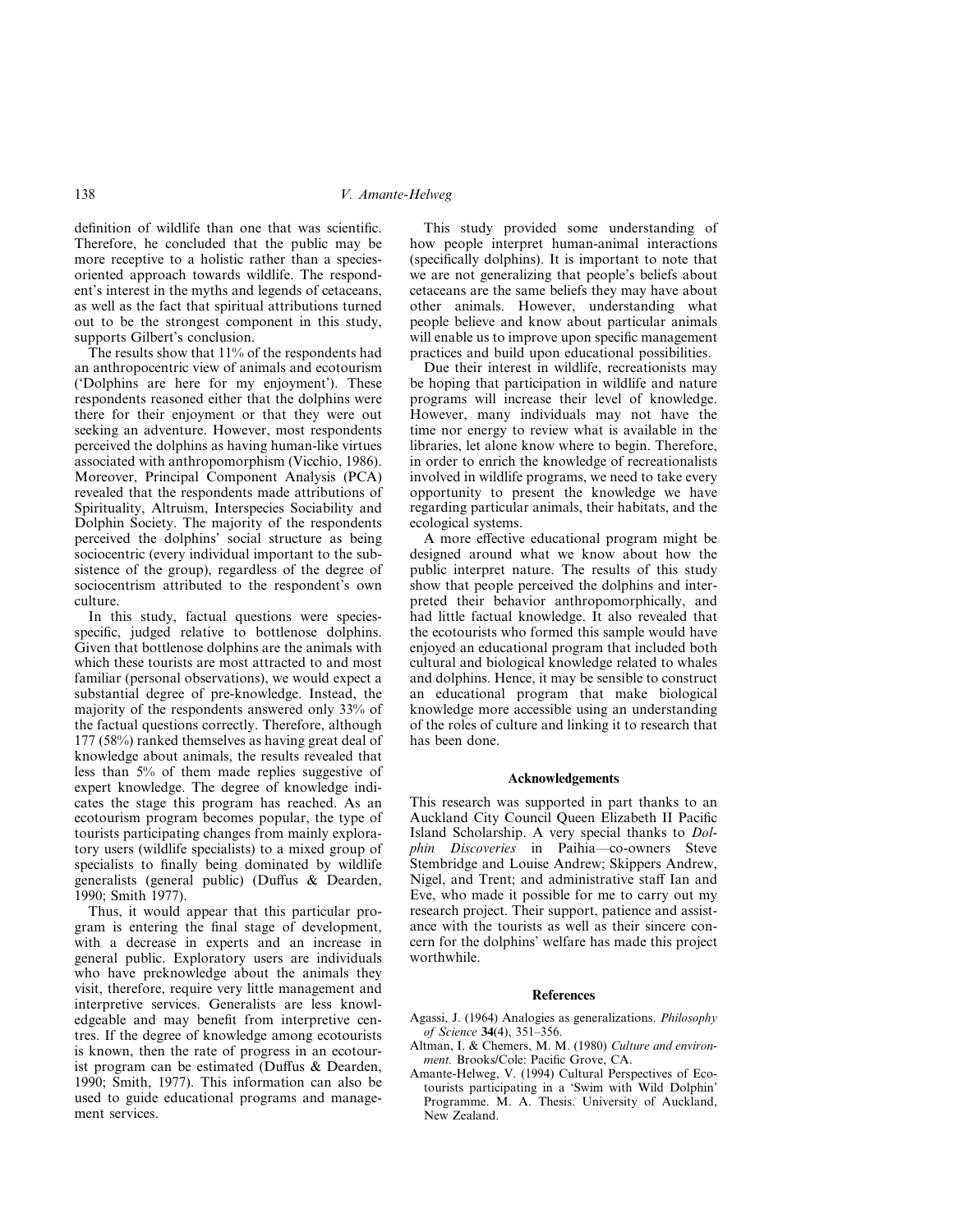definition of wildlife than one that was scientific. Therefore, he concluded that the public may be more receptive to a holistic rather than a species-oriented approach towards wildlife. The respondent's interest in the myths and legends of cetaceans, as well as the fact that spiritual attributions turned out to be the strongest component in this study, supports Gilbert's conclusion.

The results show that 11% of the respondents had an anthropocentric view of animals and ecotourism ('Dolphins are here for my enjoyment'). These respondents reasoned either that the dolphins were there for their enjoyment or that they were out seeking an adventure. However, most respondents perceived the dolphins as having human-like virtues associated with anthropomorphism (Vicchio, 1986). Moreover, Principal Component Analysis (PCA) revealed that the respondents made attributions of Spirituality, Altruism, Interspecies Sociability and Dolphin Society. The majority of the respondents perceived the dolphins' social structure as being sociocentric (every individual important to the subsistence of the group), regardless of the degree of sociocentrism attributed to the respondent's own culture.

In this study, factual questions were species-specific, judged relative to bottlenose dolphins. Given that bottlenose dolphins are the animals with which these tourists are most attracted to and most familiar (personal observations), we would expect a substantial degree of pre-knowledge. Instead, the majority of the respondents answered only 33% of the factual questions correctly. Therefore, although 177 (58%) ranked themselves as having great deal of knowledge about animals, the results revealed that less than 5% of them made replies suggestive of expert knowledge. The degree of knowledge indicates the stage this program has reached. As an ecotourism program becomes popular, the type of tourists participating changes from mainly exploratory users (wildlife specialists) to a mixed group of specialists to finally being dominated by wildlife generalists (general public) (Duffus & Dearden, 1990; Smith 1977).

Thus, it would appear that this particular program is entering the final stage of development, with a decrease in experts and an increase in general public. Exploratory users are individuals who have preknowledge about the animals they visit, therefore, require very little management and interpretive services. Generalists are less knowledgeable and may benefit from interpretive centres. If the degree of knowledge among ecotourists is known, then the rate of progress in an ecotourist program can be estimated (Duffus & Dearden, 1990; Smith, 1977). This information can also be used to guide educational programs and management services.

This study provided some understanding of how people interpret human-animal interactions (specifically dolphins). It is important to note that we are not generalizing that people's beliefs about cetaceans are the same beliefs they may have about other animals. However, understanding what people believe and know about particular animals will enable us to improve upon specific management practices and build upon educational possibilities.

Due their interest in wildlife, recreationists may be hoping that participation in wildlife and nature programs will increase their level of knowledge. However, many individuals may not have the time nor energy to review what is available in the libraries, let alone know where to begin. Therefore, in order to enrich the knowledge of recreationalists involved in wildlife programs, we need to take every opportunity to present the knowledge we have regarding particular animals, their habitats, and the ecological systems.

A more effective educational program might be designed around what we know about how the public interpret nature. The results of this study show that people perceived the dolphins and interpreted their behavior anthropomorphically, and had little factual knowledge. It also revealed that the ecotourists who formed this sample would have enjoyed an educational program that included both cultural and biological knowledge related to whales and dolphins. Hence, it may be sensible to construct an educational program that make biological knowledge more accessible using an understanding of the roles of culture and linking it to research that has been done.

## Acknowledgements

This research was supported in part thanks to an Auckland City Council Queen Elizabeth II Pacific Island Scholarship. A very special thanks to *Dolphin Discoveries* in Paihia—co-owners Steve Stembridge and Louise Andrew; Skippers Andrew, Nigel, and Trent; and administrative staff Ian and Eve, who made it possible for me to carry out my research project. Their support, patience and assistance with the tourists as well as their sincere concern for the dolphins' welfare has made this project worthwhile.

## References

Agassi, J. (1964) Analogies as generalizations. *Philosophy of Science* **34**(4), 351–356.

Altman, I. & Chemers, M. M. (1980) *Culture and environment.* Brooks/Cole: Pacific Grove, CA.

Amante-Helweg, V. (1994) Cultural Perspectives of Ecotourists participating in a 'Swim with Wild Dolphin' Programme. M. A. Thesis. University of Auckland, New Zealand.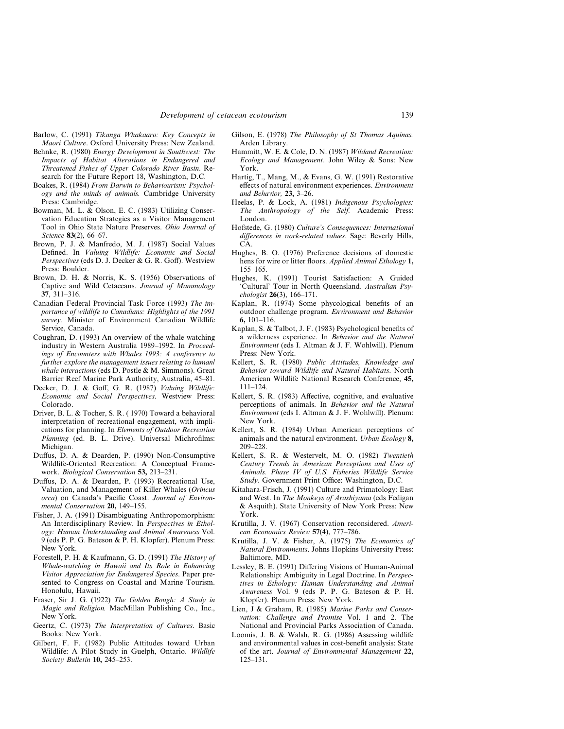Barlow, C. (1991) *Tikanga Whakaaro: Key Concepts in Maori Culture*. Oxford University Press: New Zealand.

Behnke, R. (1980) *Energy Development in Southwest: The Impacts of Habitat Alterations in Endangered and Threatened Fishes of Upper Colorado River Basin*. Research for the Future Report 18, Washington, D.C.

Boakes, R. (1984) *From Darwin to Behaviourism: Psychology and the minds of animals.* Cambridge University Press: Cambridge.

Bowman, M. L. & Olson, E. C. (1983) Utilizing Conservation Education Strategies as a Visitor Management Tool in Ohio State Nature Preserves. *Ohio Journal of Science* **83**(2), 66–67.

Brown, P. J. & Manfredo, M. J. (1987) Social Values Defined. In *Valuing Wildlife: Economic and Social Perspectives* (eds D. J. Decker & G. R. Goff). Westview Press: Boulder.

Brown, D. H. & Norris, K. S. (1956) Observations of Captive and Wild Cetaceans. *Journal of Mammology* **37**, 311–316.

Canadian Federal Provincial Task Force (1993) *The importance of wildlife to Canadians: Highlights of the 1991 survey*. Minister of Environment Canadian Wildlife Service, Canada.

Coughran, D. (1993) An overview of the whale watching industry in Western Australia 1989–1992. In *Proceedings of Encounters with Whales 1993: A conference to further explore the management issues relating to human/whale interactions* (eds D. Postle & M. Simmons). Great Barrier Reef Marine Park Authority, Australia, 45–81.

Decker, D. J. & Goff, G. R. (1987) *Valuing Wildlife: Economic and Social Perspectives*. Westview Press: Colorado.

Driver, B. L. & Tocher, S. R. ( 1970) Toward a behavioral interpretation of recreational engagement, with implications for planning. In *Elements of Outdoor Recreation Planning* (ed. B. L. Drive). Universal Michrofilms: Michigan.

Duffus, D. A. & Dearden, P. (1990) Non-Consumptive Wildlife-Oriented Recreation: A Conceptual Framework. *Biological Conservation* **53,** 213–231.

Duffus, D. A. & Dearden, P. (1993) Recreational Use, Valuation, and Management of Killer Whales (*Orincus orca*) on Canada's Pacific Coast. *Journal of Environmental Conservation* **20,** 149–155.

Fisher, J. A. (1991) Disambiguating Anthropomorphism: An Interdisciplinary Review. In *Perspectives in Ethology: Human Understanding and Animal Awareness* Vol. 9 (eds P. P. G. Bateson & P. H. Klopfer). Plenum Press: New York.

Forestell, P. H. & Kaufmann, G. D. (1991) *The History of Whale-watching in Hawaii and Its Role in Enhancing Visitor Appreciation for Endangered Species*. Paper presented to Congress on Coastal and Marine Tourism. Honolulu, Hawaii.

Fraser, Sir J. G. (1922) *The Golden Bough: A Study in Magic and Religion.* MacMillan Publishing Co., Inc., New York.

Geertz, C. (1973) *The Interpretation of Cultures*. Basic Books: New York.

Gilbert, F. F. (1982) Public Attitudes toward Urban Wildlife: A Pilot Study in Guelph, Ontario. *Wildlife Society Bulletin* **10,** 245–253.

Gilson, E. (1978) *The Philosophy of St Thomas Aquinas.* Arden Library.

Hammitt, W. E. & Cole, D. N. (1987) *Wildand Recreation: Ecology and Management*. John Wiley & Sons: New York.

Hartig, T., Mang, M., & Evans, G. W. (1991) Restorative effects of natural environment experiences. *Environment and Behavior,* **23,** 3–26.

Heelas, P. & Lock, A. (1981) *Indigenous Psychologies: The Anthropology of the Self.* Academic Press: London.

Hofstede, G. (1980) *Culture's Consequences: International differences in work-related values*. Sage: Beverly Hills, CA.

Hughes, B. O. (1976) Preference decisions of domestic hens for wire or litter floors. *Applied Animal Ethology* **1,** 155–165.

Hughes, K. (1991) Tourist Satisfaction: A Guided 'Cultural' Tour in North Queensland. *Australian Psychologist* **26**(3), 166–171.

Kaplan, R. (1974) Some phycological benefits of an outdoor challenge program. *Environment and Behavior* **6,** 101–116.

Kaplan, S. & Talbot, J. F. (1983) Psychological benefits of a wilderness experience. In *Behavior and the Natural Environment* (eds I. Altman & J. F. Wohlwill). Plenum Press: New York.

Kellert, S. R. (1980) *Public Attitudes, Knowledge and Behavior toward Wildlife and Natural Habitats*. North American Wildlife National Research Conference, **45,** 111–124.

Kellert, S. R. (1983) Affective, cognitive, and evaluative perceptions of animals. In *Behavior and the Natural Environment* (eds I. Altman & J. F. Wohlwill). Plenum: New York.

Kellert, S. R. (1984) Urban American perceptions of animals and the natural environment. *Urban Ecology* **8,** 209–228.

Kellert, S. R. & Westervelt, M. O. (1982) *Twentieth Century Trends in American Perceptions and Uses of Animals. Phase IV of U.S. Fisheries Wildlife Service Study*. Government Print Office: Washington, D.C.

Kitahara-Frisch, J. (1991) Culture and Primatology: East and West. In *The Monkeys of Arashiyama* (eds Fedigan & Asquith). State University of New York Press: New York.

Krutilla, J. V. (1967) Conservation reconsidered. *American Economics Review* **57**(4), 777–786.

Krutilla, J. V. & Fisher, A. (1975) *The Economics of Natural Environments*. Johns Hopkins University Press: Baltimore, MD.

Lessley, B. E. (1991) Differing Visions of Human-Animal Relationship: Ambiguity in Legal Doctrine. In *Perspectives in Ethology: Human Understanding and Animal Awareness* Vol. 9 (eds P. P. G. Bateson & P. H. Klopfer). Plenum Press: New York.

Lien, J & Graham, R. (1985) *Marine Parks and Conservation: Challenge and Promise* Vol. 1 and 2. The National and Provincial Parks Association of Canada.

Loomis, J. B. & Walsh, R. G. (1986) Assessing wildlife and environmental values in cost-benefit analysis: State of the art. *Journal of Environmental Management* **22,** 125–131.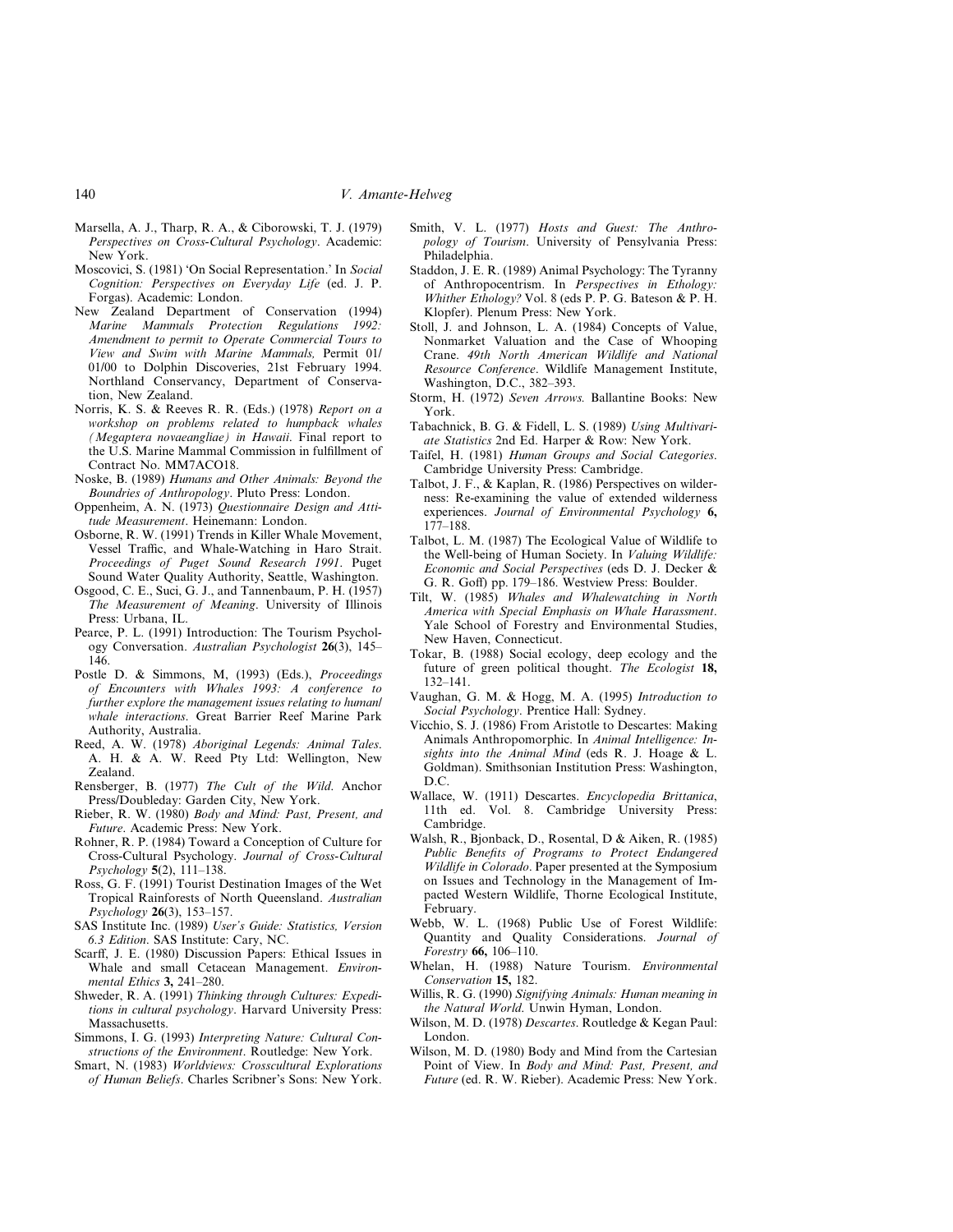Marsella, A. J., Tharp, R. A., & Ciborowski, T. J. (1979) *Perspectives on Cross-Cultural Psychology*. Academic: New York.

Moscovici, S. (1981) 'On Social Representation.' In *Social Cognition: Perspectives on Everyday Life* (ed. J. P. Forgas). Academic: London.

New Zealand Department of Conservation (1994) *Marine Mammals Protection Regulations 1992: Amendment to permit to Operate Commercial Tours to View and Swim with Marine Mammals,* Permit 01/01/00 to Dolphin Discoveries, 21st February 1994. Northland Conservancy, Department of Conservation, New Zealand.

Norris, K. S. & Reeves R. R. (Eds.) (1978) *Report on a workshop on problems related to humpback whales (Megaptera novaeangliae) in Hawaii*. Final report to the U.S. Marine Mammal Commission in fulfillment of Contract No. MM7ACO18.

Noske, B. (1989) *Humans and Other Animals: Beyond the Boundries of Anthropology*. Pluto Press: London.

Oppenheim, A. N. (1973) *Questionnaire Design and Attitude Measurement*. Heinemann: London.

Osborne, R. W. (1991) Trends in Killer Whale Movement, Vessel Traffic, and Whale-Watching in Haro Strait. *Proceedings of Puget Sound Research 1991*. Puget Sound Water Quality Authority, Seattle, Washington.

Osgood, C. E., Suci, G. J., and Tannenbaum, P. H. (1957) *The Measurement of Meaning*. University of Illinois Press: Urbana, IL.

Pearce, P. L. (1991) Introduction: The Tourism Psychology Conversation. *Australian Psychologist* **26**(3), 145–146.

Postle D. & Simmons, M, (1993) (Eds.), *Proceedings of Encounters with Whales 1993: A conference to further explore the management issues relating to human/whale interactions*. Great Barrier Reef Marine Park Authority, Australia.

Reed, A. W. (1978) *Aboriginal Legends: Animal Tales*. A. H. & A. W. Reed Pty Ltd: Wellington, New Zealand.

Rensberger, B. (1977) *The Cult of the Wild*. Anchor Press/Doubleday: Garden City, New York.

Rieber, R. W. (1980) *Body and Mind: Past, Present, and Future*. Academic Press: New York.

Rohner, R. P. (1984) Toward a Conception of Culture for Cross-Cultural Psychology. *Journal of Cross-Cultural Psychology* **5**(2), 111–138.

Ross, G. F. (1991) Tourist Destination Images of the Wet Tropical Rainforests of North Queensland. *Australian Psychology* **26**(3), 153–157.

SAS Institute Inc. (1989) *User's Guide: Statistics, Version 6.3 Edition*. SAS Institute: Cary, NC.

Scarff, J. E. (1980) Discussion Papers: Ethical Issues in Whale and small Cetacean Management. *Environmental Ethics* **3,** 241–280.

Shweder, R. A. (1991) *Thinking through Cultures: Expeditions in cultural psychology*. Harvard University Press: Massachusetts.

Simmons, I. G. (1993) *Interpreting Nature: Cultural Constructions of the Environment*. Routledge: New York.

Smart, N. (1983) *Worldviews: Crosscultural Explorations of Human Beliefs*. Charles Scribner's Sons: New York.

Smith, V. L. (1977) *Hosts and Guest: The Anthropology of Tourism*. University of Pensylvania Press: Philadelphia.

Staddon, J. E. R. (1989) Animal Psychology: The Tyranny of Anthropocentrism. In *Perspectives in Ethology: Whither Ethology?* Vol. 8 (eds P. P. G. Bateson & P. H. Klopfer). Plenum Press: New York.

Stoll, J. and Johnson, L. A. (1984) Concepts of Value, Nonmarket Valuation and the Case of Whooping Crane. *49th North American Wildlife and National Resource Conference*. Wildlife Management Institute, Washington, D.C., 382–393.

Storm, H. (1972) *Seven Arrows.* Ballantine Books: New York.

Tabachnick, B. G. & Fidell, L. S. (1989) *Using Multivariate Statistics* 2nd Ed. Harper & Row: New York.

Taifel, H. (1981) *Human Groups and Social Categories*. Cambridge University Press: Cambridge.

Talbot, J. F., & Kaplan, R. (1986) Perspectives on wilderness: Re-examining the value of extended wilderness experiences. *Journal of Environmental Psychology* **6,** 177–188.

Talbot, L. M. (1987) The Ecological Value of Wildlife to the Well-being of Human Society. In *Valuing Wildlife: Economic and Social Perspectives* (eds D. J. Decker & G. R. Goff) pp. 179–186. Westview Press: Boulder.

Tilt, W. (1985) *Whales and Whalewatching in North America with Special Emphasis on Whale Harassment*. Yale School of Forestry and Environmental Studies, New Haven, Connecticut.

Tokar, B. (1988) Social ecology, deep ecology and the future of green political thought. *The Ecologist* **18,** 132–141.

Vaughan, G. M. & Hogg, M. A. (1995) *Introduction to Social Psychology*. Prentice Hall: Sydney.

Vicchio, S. J. (1986) From Aristotle to Descartes: Making Animals Anthropomorphic. In *Animal Intelligence: Insights into the Animal Mind* (eds R. J. Hoage & L. Goldman). Smithsonian Institution Press: Washington, D.C.

Wallace, W. (1911) Descartes. *Encyclopedia Brittanica*, 11th ed. Vol. 8. Cambridge University Press: Cambridge.

Walsh, R., Bjonback, D., Rosental, D & Aiken, R. (1985) *Public Benefits of Programs to Protect Endangered Wildlife in Colorado*. Paper presented at the Symposium on Issues and Technology in the Management of Impacted Western Wildlife, Thorne Ecological Institute, February.

Webb, W. L. (1968) Public Use of Forest Wildlife: Quantity and Quality Considerations. *Journal of Forestry* **66,** 106–110.

Whelan, H. (1988) Nature Tourism. *Environmental Conservation* **15,** 182.

Willis, R. G. (1990) *Signifying Animals: Human meaning in the Natural World.* Unwin Hyman, London.

Wilson, M. D. (1978) *Descartes*. Routledge & Kegan Paul: London.

Wilson, M. D. (1980) Body and Mind from the Cartesian Point of View. In *Body and Mind: Past, Present, and Future* (ed. R. W. Rieber). Academic Press: New York.